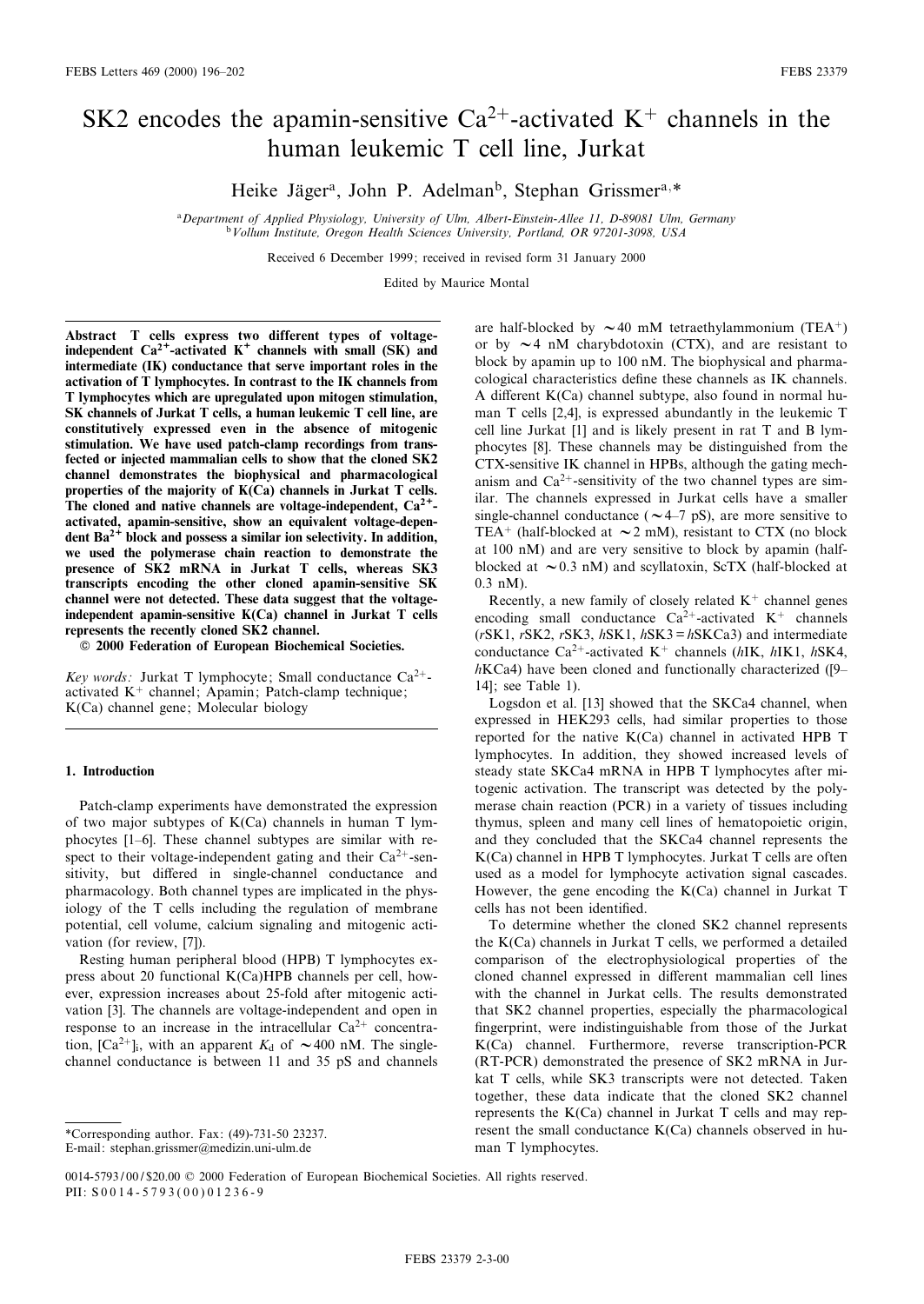# SK2 encodes the apamin-sensitive $Ca^{2+}$-activated $K^+$ channels in the human leukemic T cell line, Jurkat

Heike Jäger[a], John P. Adelman[b], Stephan Grissmer[a,*]

[a] Department of Applied Physiology, University of Ulm, Albert-Einstein-Allee 11, D-89081 Ulm, Germany
[b] Vollum Institute, Oregon Health Sciences University, Portland, OR 97201-3098, USA

Received 6 December 1999; received in revised form 31 January 2000

Edited by Maurice Montal

**Abstract** T cells express two different types of voltage-independent $Ca^{2+}$-activated $K^+$ channels with small (SK) and intermediate (IK) conductance that serve important roles in the activation of T lymphocytes. In contrast to the IK channels from T lymphocytes which are upregulated upon mitogen stimulation, SK channels of Jurkat T cells, a human leukemic T cell line, are constitutively expressed even in the absence of mitogenic stimulation. We have used patch-clamp recordings from transfected or injected mammalian cells to show that the cloned SK2 channel demonstrates the biophysical and pharmacological properties of the majority of K(Ca) channels in Jurkat T cells. The cloned and native channels are voltage-independent, $Ca^{2+}$-activated, apamin-sensitive, show an equivalent voltage-dependent $Ba^{2+}$ block and possess a similar ion selectivity. In addition, we used the polymerase chain reaction to demonstrate the presence of SK2 mRNA in Jurkat T cells, whereas SK3 transcripts encoding the other cloned apamin-sensitive SK channel were not detected. These data suggest that the voltage-independent apamin-sensitive K(Ca) channel in Jurkat T cells represents the recently cloned SK2 channel.

© 2000 Federation of European Biochemical Societies.

*Key words:* Jurkat T lymphocyte; Small conductance $Ca^{2+}$-activated $K^+$ channel; Apamin; Patch-clamp technique; K(Ca) channel gene; Molecular biology

## 1. Introduction

Patch-clamp experiments have demonstrated the expression of two major subtypes of K(Ca) channels in human T lymphocytes [1–6]. These channel subtypes are similar with respect to their voltage-independent gating and their $Ca^{2+}$-sensitivity, but differed in single-channel conductance and pharmacology. Both channel types are implicated in the physiology of the T cells including the regulation of membrane potential, cell volume, calcium signaling and mitogenic activation (for review, [7]).

Resting human peripheral blood (HPB) T lymphocytes express about 20 functional K(Ca)HPB channels per cell, however, expression increases about 25-fold after mitogenic activation [3]. The channels are voltage-independent and open in response to an increase in the intracellular $Ca^{2+}$ concentration, $[Ca^{2+}]_i$, with an apparent $K_d$ of ~400 nM. The single-channel conductance is between 11 and 35 pS and channels are half-blocked by ~40 mM tetraethylammonium ($TEA^+$) or by ~4 nM charybdotoxin (CTX), and are resistant to block by apamin up to 100 nM. The biophysical and pharmacological characteristics define these channels as IK channels. A different K(Ca) channel subtype, also found in normal human T cells [2,4], is expressed abundantly in the leukemic T cell line Jurkat [1] and is likely present in rat T and B lymphocytes [8]. These channels may be distinguished from the CTX-sensitive IK channel in HPBs, although the gating mechanism and $Ca^{2+}$-sensitivity of the two channel types are similar. The channels expressed in Jurkat cells have a smaller single-channel conductance (~4–7 pS), are more sensitive to $TEA^+$ (half-blocked at ~2 mM), resistant to CTX (no block at 100 nM) and are very sensitive to block by apamin (half-blocked at ~0.3 nM) and scyllatoxin, ScTX (half-blocked at 0.3 nM).

Recently, a new family of closely related $K^+$ channel genes encoding small conductance $Ca^{2+}$-activated $K^+$ channels (*r*SK1, *r*SK2, *r*SK3, *h*SK1, *h*SK3 = *h*SKCa3) and intermediate conductance $Ca^{2+}$-activated $K^+$ channels (*h*IK, *h*IK1, *h*SK4, *h*KCa4) have been cloned and functionally characterized ([9–14]; see Table 1).

Logsdon et al. [13] showed that the SKCa4 channel, when expressed in HEK293 cells, had similar properties to those reported for the native K(Ca) channel in activated HPB T lymphocytes. In addition, they showed increased levels of steady state SKCa4 mRNA in HPB T lymphocytes after mitogenic activation. The transcript was detected by the polymerase chain reaction (PCR) in a variety of tissues including thymus, spleen and many cell lines of hematopoietic origin, and they concluded that the SKCa4 channel represents the K(Ca) channel in HPB T lymphocytes. Jurkat T cells are often used as a model for lymphocyte activation signal cascades. However, the gene encoding the K(Ca) channel in Jurkat T cells has not been identified.

To determine whether the cloned SK2 channel represents the K(Ca) channels in Jurkat T cells, we performed a detailed comparison of the electrophysiological properties of the cloned channel expressed in different mammalian cell lines with the channel in Jurkat cells. The results demonstrated that SK2 channel properties, especially the pharmacological fingerprint, were indistinguishable from those of the Jurkat K(Ca) channel. Furthermore, reverse transcription-PCR (RT-PCR) demonstrated the presence of SK2 mRNA in Jurkat T cells, while SK3 transcripts were not detected. Taken together, these data indicate that the cloned SK2 channel represents the K(Ca) channel in Jurkat T cells and may represent the small conductance K(Ca) channels observed in human T lymphocytes.

*Corresponding author. Fax: (49)-731-50 23237.
E-mail: stephan.grissmer@medizin.uni-ulm.de

0014-5793/00/$20.00 © 2000 Federation of European Biochemical Societies. All rights reserved.
PII: S0014-5793(00)01236-9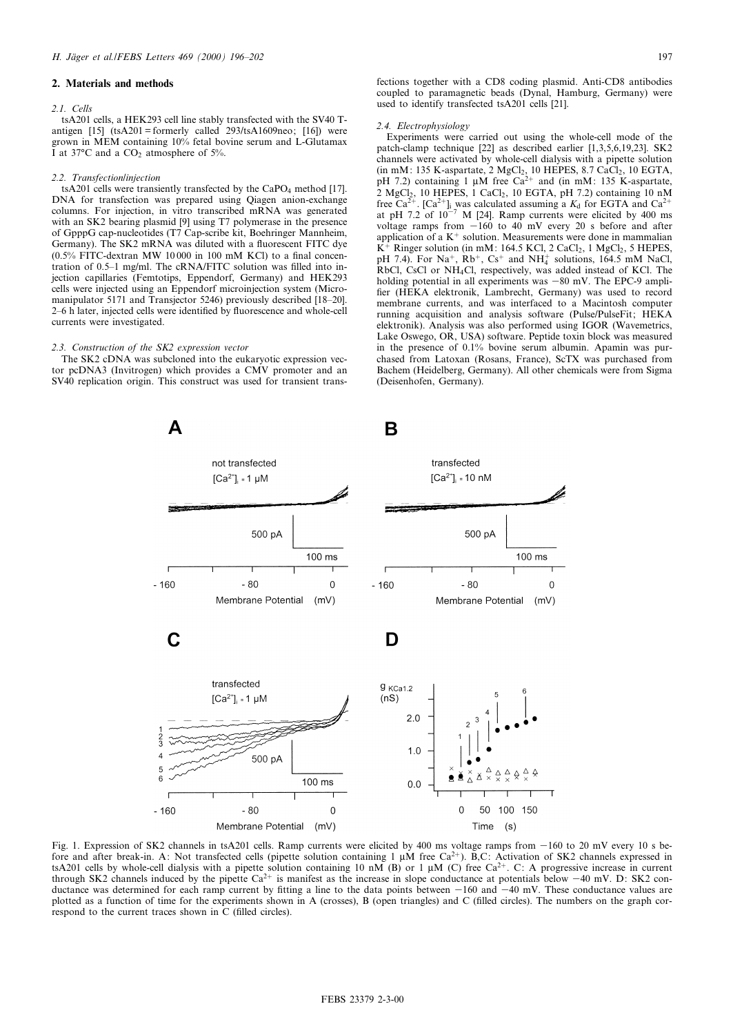## 2. Materials and methods

### 2.1. Cells

tsA201 cells, a HEK293 cell line stably transfected with the SV40 T-antigen [15] (tsA201 = formerly called 293/tsA1609neo; [16]) were grown in MEM containing 10% fetal bovine serum and L-Glutamax I at 37°C and a $CO_2$ atmosphere of 5%.

### 2.2. Transfection/injection

tsA201 cells were transiently transfected by the $CaPO_4$ method [17]. DNA for transfection was prepared using Qiagen anion-exchange columns. For injection, in vitro transcribed mRNA was generated with an SK2 bearing plasmid [9] using T7 polymerase in the presence of GpppG cap-nucleotides (T7 Cap-scribe kit, Boehringer Mannheim, Germany). The SK2 mRNA was diluted with a fluorescent FITC dye (0.5% FITC-dextran MW 10 000 in 100 mM KCl) to a final concentration of 0.5–1 mg/ml. The cRNA/FITC solution was filled into injection capillaries (Femtotips, Eppendorf, Germany) and HEK293 cells were injected using an Eppendorf microinjection system (Micromanipulator 5171 and Transjector 5246) previously described [18–20]. 2–6 h later, injected cells were identified by fluorescence and whole-cell currents were investigated.

### 2.3. Construction of the SK2 expression vector

The SK2 cDNA was subcloned into the eukaryotic expression vector pcDNA3 (Invitrogen) which provides a CMV promoter and an SV40 replication origin. This construct was used for transient transfections together with a CD8 coding plasmid. Anti-CD8 antibodies coupled to paramagnetic beads (Dynal, Hamburg, Germany) were used to identify transfected tsA201 cells [21].

### 2.4. Electrophysiology

Experiments were carried out using the whole-cell mode of the patch-clamp technique [22] as described earlier [1,3,5,6,19,23]. SK2 channels were activated by whole-cell dialysis with a pipette solution (in mM: 135 K-aspartate, 2 $MgCl_2$, 10 HEPES, 8.7 $CaCl_2$, 10 EGTA, pH 7.2) containing 1 μM free $Ca^{2+}$ and (in mM: 135 K-aspartate, 2 $MgCl_2$, 10 HEPES, 1 $CaCl_2$, 10 EGTA, pH 7.2) containing 10 nM free $Ca^{2+}$. $[Ca^{2+}]_i$ was calculated assuming a $K_d$ for EGTA and $Ca^{2+}$ at pH 7.2 of $10^{-7}$ M [24]. Ramp currents were elicited by 400 ms voltage ramps from −160 to 40 mV every 20 s before and after application of a $K^+$ solution. Measurements were done in mammalian $K^+$ Ringer solution (in mM: 164.5 KCl, 2 $CaCl_2$, 1 $MgCl_2$, 5 HEPES, pH 7.4). For $Na^+$, $Rb^+$, $Cs^+$ and $NH_4^+$ solutions, 164.5 mM NaCl, RbCl, CsCl or $NH_4Cl$, respectively, was added instead of KCl. The holding potential in all experiments was −80 mV. The EPC-9 amplifier (HEKA elektronik, Lambrecht, Germany) was used to record membrane currents, and was interfaced to a Macintosh computer running acquisition and analysis software (Pulse/PulseFit; HEKA elektronik). Analysis was also performed using IGOR (Wavemetrics, Lake Oswego, OR, USA) software. Peptide toxin block was measured in the presence of 0.1% bovine serum albumin. Apamin was purchased from Latoxan (Rosans, France), ScTX was purchased from Bachem (Heidelberg, Germany). All other chemicals were from Sigma (Deisenhofen, Germany).

Fig. 1. Expression of SK2 channels in tsA201 cells. Ramp currents were elicited by 400 ms voltage ramps from −160 to 20 mV every 10 s before and after break-in. A: Not transfected cells (pipette solution containing 1 μM free $Ca^{2+}$). B,C: Activation of SK2 channels expressed in tsA201 cells by whole-cell dialysis with a pipette solution containing 10 nM (B) or 1 μM (C) free $Ca^{2+}$. C: A progressive increase in current through SK2 channels induced by the pipette $Ca^{2+}$ is manifest as the increase in slope conductance at potentials below −40 mV. D: SK2 conductance was determined for each ramp current by fitting a line to the data points between −160 and −40 mV. These conductance values are plotted as a function of time for the experiments shown in A (crosses), B (open triangles) and C (filled circles). The numbers on the graph correspond to the current traces shown in C (filled circles).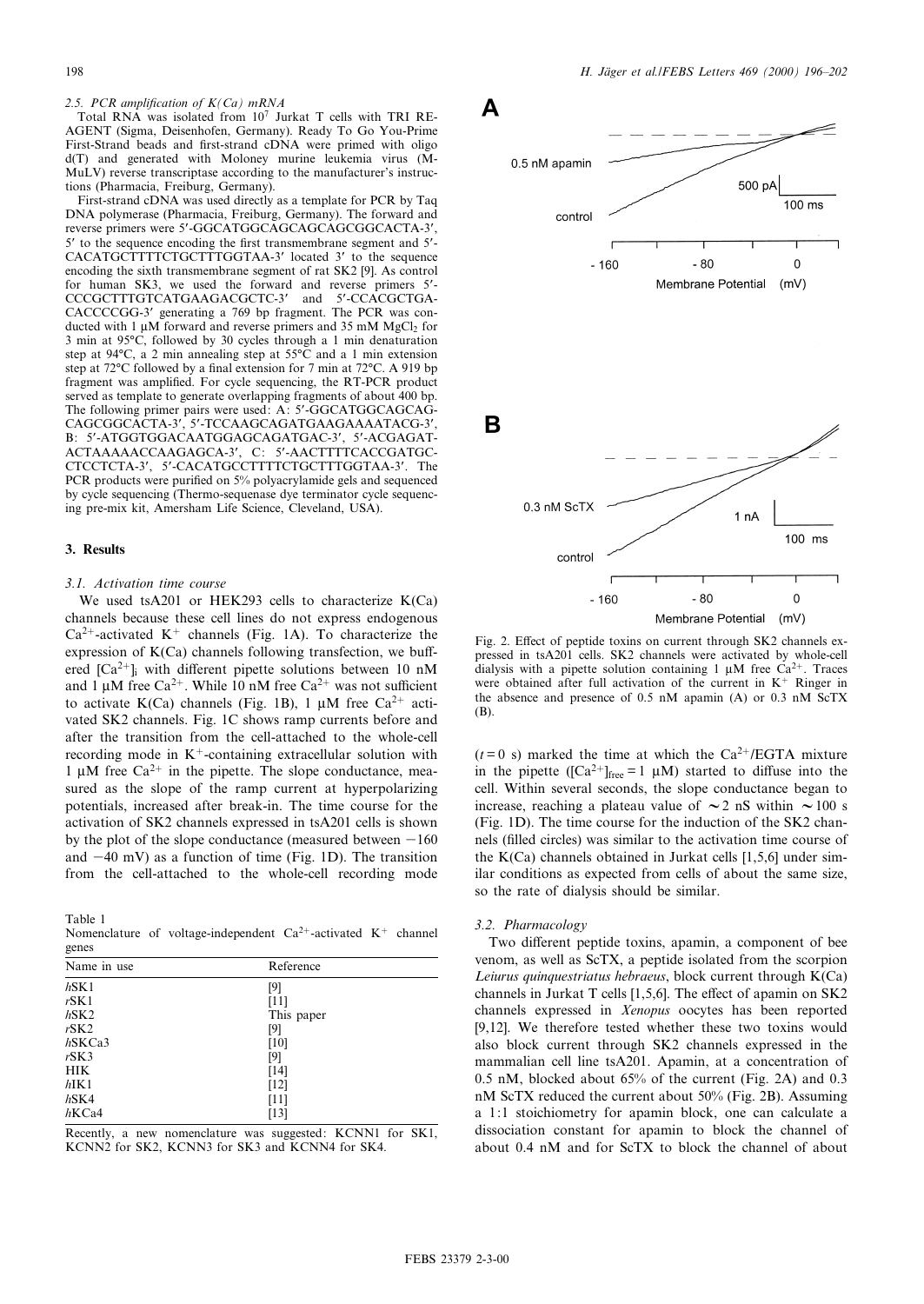*2.5. PCR amplification of K(Ca) mRNA*

Total RNA was isolated from $10^7$ Jurkat T cells with TRI REAGENT (Sigma, Deisenhofen, Germany). Ready To Go You-Prime First-Strand beads and first-strand cDNA were primed with oligo d(T) and generated with Moloney murine leukemia virus (M-MuLV) reverse transcriptase according to the manufacturer's instructions (Pharmacia, Freiburg, Germany).

First-strand cDNA was used directly as a template for PCR by Taq DNA polymerase (Pharmacia, Freiburg, Germany). The forward and reverse primers were 5′-GGCATGGCAGCAGCAGCGGCACTA-3′, 5′ to the sequence encoding the first transmembrane segment and 5′-CACATGCTTTTCTGCTTTGGTAA-3′ located 3′ to the sequence encoding the sixth transmembrane segment of rat SK2 [9]. As control for human SK3, we used the forward and reverse primers 5′-CCCGCTTTGTCATGAAGACGCTC-3′ and 5′-CCACGCTGA-CACCCCGG-3′ generating a 769 bp fragment. The PCR was conducted with 1 μM forward and reverse primers and 35 mM $MgCl_2$ for 3 min at 95°C, followed by 30 cycles through a 1 min denaturation step at 94°C, a 2 min annealing step at 55°C and a 1 min extension step at 72°C followed by a final extension for 7 min at 72°C. A 919 bp fragment was amplified. For cycle sequencing, the RT-PCR product served as template to generate overlapping fragments of about 400 bp. The following primer pairs were used: A: 5′-GGCATGGCAGCAG-CAGCGGCACTA-3′, 5′-TCCAAGCAGATGAAGAAAATACG-3′, B: 5′-ATGGTGGACAATGGAGCAGATGAC-3′, 5′-ACGAGAT-ACTAAAAACCAAGAGCA-3′, C: 5′-AACTTTTCACCGATGC-CTCCTCTA-3′, 5′-CACATGCCTTTTCTGCTTTGGTAA-3′. The PCR products were purified on 5% polyacrylamide gels and sequenced by cycle sequencing (Thermo-sequenase dye terminator cycle sequencing pre-mix kit, Amersham Life Science, Cleveland, USA).

## 3. Results

### 3.1. Activation time course

We used tsA201 or HEK293 cells to characterize K(Ca) channels because these cell lines do not express endogenous $Ca^{2+}$-activated $K^+$ channels (Fig. 1A). To characterize the expression of K(Ca) channels following transfection, we buffered $[Ca^{2+}]_i$ with different pipette solutions between 10 nM and 1 μM free $Ca^{2+}$. While 10 nM free $Ca^{2+}$ was not sufficient to activate K(Ca) channels (Fig. 1B), 1 μM free $Ca^{2+}$ activated SK2 channels. Fig. 1C shows ramp currents before and after the transition from the cell-attached to the whole-cell recording mode in $K^+$-containing extracellular solution with 1 μM free $Ca^{2+}$ in the pipette. The slope conductance, measured as the slope of the ramp current at hyperpolarizing potentials, increased after break-in. The time course for the activation of SK2 channels expressed in tsA201 cells is shown by the plot of the slope conductance (measured between −160 and −40 mV) as a function of time (Fig. 1D). The transition from the cell-attached to the whole-cell recording mode ($t = 0$ s) marked the time at which the $Ca^{2+}$/EGTA mixture in the pipette ($[Ca^{2+}]_{free} = 1$ μM) started to diffuse into the cell. Within several seconds, the slope conductance began to increase, reaching a plateau value of ∼2 nS within ∼100 s (Fig. 1D). The time course for the induction of the SK2 channels (filled circles) was similar to the activation time course of the K(Ca) channels obtained in Jurkat cells [1,5,6] under similar conditions as expected from cells of about the same size, so the rate of dialysis should be similar.

Table 1
Nomenclature of voltage-independent $Ca^{2+}$-activated $K^+$ channel genes

| Name in use | Reference |
|---|---|
| *h*SK1 | [9] |
| *r*SK1 | [11] |
| *h*SK2 | This paper |
| *r*SK2 | [9] |
| *h*SKCa3 | [10] |
| *r*SK3 | [9] |
| HIK | [14] |
| *h*IK1 | [12] |
| *h*SK4 | [11] |
| *h*KCa4 | [13] |

Recently, a new nomenclature was suggested: KCNN1 for SK1, KCNN2 for SK2, KCNN3 for SK3 and KCNN4 for SK4.

Fig. 2. Effect of peptide toxins on current through SK2 channels expressed in tsA201 cells. SK2 channels were activated by whole-cell dialysis with a pipette solution containing 1 μM free $Ca^{2+}$. Traces were obtained after full activation of the current in $K^+$ Ringer in the absence and presence of 0.5 nM apamin (A) or 0.3 nM ScTX (B).

### 3.2. Pharmacology

Two different peptide toxins, apamin, a component of bee venom, as well as ScTX, a peptide isolated from the scorpion *Leiurus quinquestriatus hebraeus*, block current through K(Ca) channels in Jurkat T cells [1,5,6]. The effect of apamin on SK2 channels expressed in *Xenopus* oocytes has been reported [9,12]. We therefore tested whether these two toxins would also block current through SK2 channels expressed in the mammalian cell line tsA201. Apamin, at a concentration of 0.5 nM, blocked about 65% of the current (Fig. 2A) and 0.3 nM ScTX reduced the current about 50% (Fig. 2B). Assuming a 1:1 stoichiometry for apamin block, one can calculate a dissociation constant for apamin to block the channel of about 0.4 nM and for ScTX to block the channel of about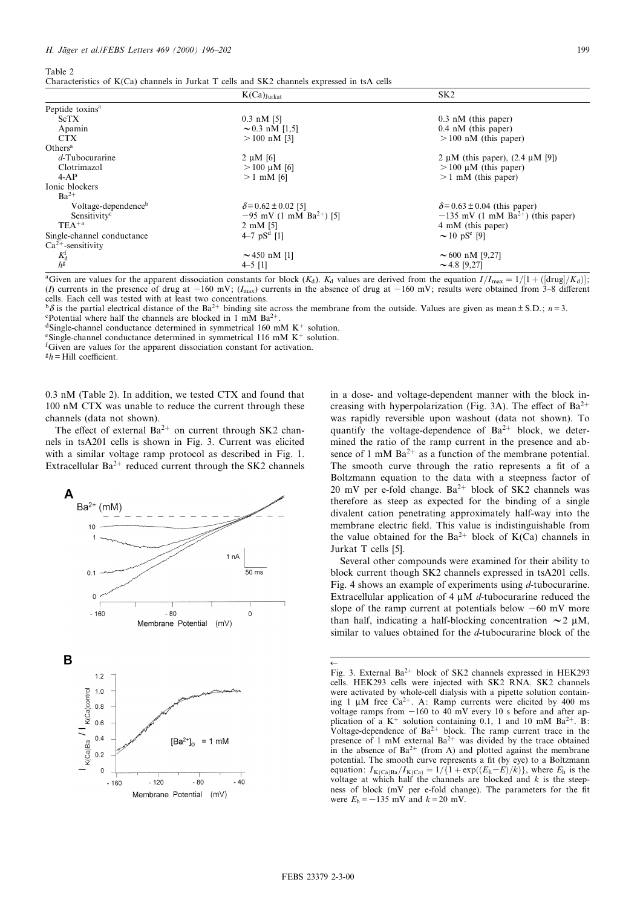Table 2
Characteristics of K(Ca) channels in Jurkat T cells and SK2 channels expressed in tsA cells

| | $K(Ca)_{Jurkat}$ | SK2 |
|---|---|---|
| Peptide toxins[a] | | |
| ScTX | 0.3 nM [5] | 0.3 nM (this paper) |
| Apamin | ~0.3 nM [1,5] | 0.4 nM (this paper) |
| CTX | >100 nM [3] | >100 nM (this paper) |
| Others[a] | | |
| *d*-Tubocurarine | 2 μM [6] | 2 μM (this paper), (2.4 μM [9]) |
| Clotrimazol | >100 μM [6] | >100 μM (this paper) |
| 4-AP | >1 mM [6] | >1 mM (this paper) |
| Ionic blockers | | |
| $Ba^{2+}$ | | |
| Voltage-dependence[b] | $\delta = 0.62 \pm 0.02$ [5] | $\delta = 0.63 \pm 0.04$ (this paper) |
| Sensitivity[c] | −95 mV (1 mM $Ba^{2+}$) [5] | −135 mV (1 mM $Ba^{2+}$) (this paper) |
| $TEA^{+a}$ | 2 mM [5] | 4 mM (this paper) |
| Single-channel conductance | 4–7 pS[d] [1] | ~10 pS[e] [9] |
| $Ca^{2+}$-sensitivity | | |
| $K_d^f$ | ~450 nM [1] | ~600 nM [9,27] |
| $h^g$ | 4–5 [1] | ~4.8 [9,27] |

[a]Given are values for the apparent dissociation constants for block ($K_d$). $K_d$ values are derived from the equation $I/I_{max} = 1/[1+([drug]/K_d)]$; ($I$) currents in the presence of drug at −160 mV; ($I_{max}$) currents in the absence of drug at −160 mV; results were obtained from 3–8 different cells. Each cell was tested with at least two concentrations.
[b]$\delta$ is the partial electrical distance of the $Ba^{2+}$ binding site across the membrane from the outside. Values are given as mean ± S.D.; $n = 3$.
[c]Potential where half the channels are blocked in 1 mM $Ba^{2+}$.
[d]Single-channel conductance determined in symmetrical 160 mM $K^+$ solution.
[e]Single-channel conductance determined in symmetrical 116 mM $K^+$ solution.
[f]Given are values for the apparent dissociation constant for activation.
[g]$h$ = Hill coefficient.

0.3 nM (Table 2). In addition, we tested CTX and found that 100 nM CTX was unable to reduce the current through these channels (data not shown).

The effect of external $Ba^{2+}$ on current through SK2 channels in tsA201 cells is shown in Fig. 3. Current was elicited with a similar voltage ramp protocol as described in Fig. 1. Extracellular $Ba^{2+}$ reduced current through the SK2 channels in a dose- and voltage-dependent manner with the block increasing with hyperpolarization (Fig. 3A). The effect of $Ba^{2+}$ was rapidly reversible upon washout (data not shown). To quantify the voltage-dependence of $Ba^{2+}$ block, we determined the ratio of the ramp current in the presence and absence of 1 mM $Ba^{2+}$ as a function of the membrane potential. The smooth curve through the ratio represents a fit of a Boltzmann equation to the data with a steepness factor of 20 mV per e-fold change. $Ba^{2+}$ block of SK2 channels was therefore as steep as expected for the binding of a single divalent cation penetrating approximately half-way into the membrane electric field. This value is indistinguishable from the value obtained for the $Ba^{2+}$ block of K(Ca) channels in Jurkat T cells [5].

Several other compounds were examined for their ability to block current though SK2 channels expressed in tsA201 cells. Fig. 4 shows an example of experiments using *d*-tubocurarine. Extracellular application of 4 μM *d*-tubocurarine reduced the slope of the ramp current at potentials below −60 mV more than half, indicating a half-blocking concentration ~2 μM, similar to values obtained for the *d*-tubocurarine block of the

Fig. 3. External $Ba^{2+}$ block of SK2 channels expressed in HEK293 cells. HEK293 cells were injected with SK2 RNA. SK2 channels were activated by whole-cell dialysis with a pipette solution containing 1 μM free $Ca^{2+}$. A: Ramp currents were elicited by 400 ms voltage ramps from −160 to 40 mV every 10 s before and after application of a $K^+$ solution containing 0.1, 1 and 10 mM $Ba^{2+}$. B: Voltage-dependence of $Ba^{2+}$ block. The ramp current trace in the presence of 1 mM external $Ba^{2+}$ was divided by the trace obtained in the absence of $Ba^{2+}$ (from A) and plotted against the membrane potential. The smooth curve represents a fit (by eye) to a Boltzmann equation: $I_{K(Ca)Ba}/I_{K(Ca)} = 1/\{1+\exp((E_h - E)/k)\}$, where $E_h$ is the voltage at which half the channels are blocked and $k$ is the steepness of block (mV per e-fold change). The parameters for the fit were $E_h = -135$ mV and $k = 20$ mV.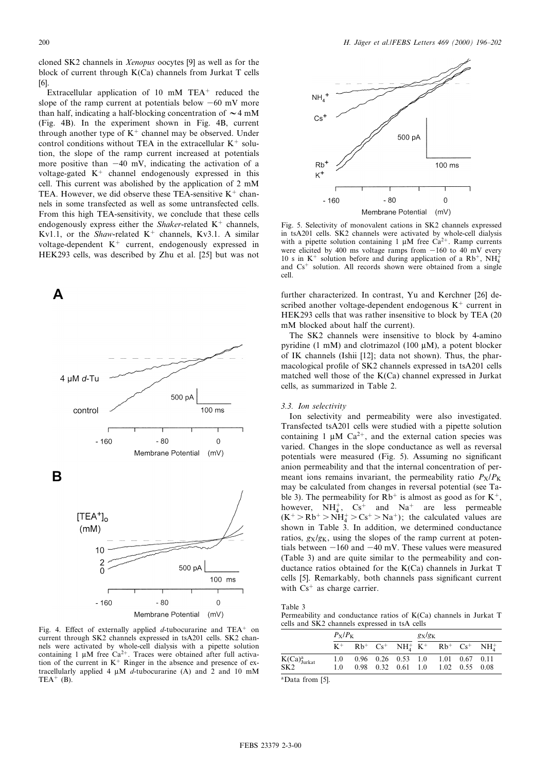cloned SK2 channels in *Xenopus* oocytes [9] as well as for the block of current through K(Ca) channels from Jurkat T cells [6].

Extracellular application of 10 mM $TEA^+$ reduced the slope of the ramp current at potentials below −60 mV more than half, indicating a half-blocking concentration of ∼4 mM (Fig. 4B). In the experiment shown in Fig. 4B, current through another type of $K^+$ channel may be observed. Under control conditions without TEA in the extracellular $K^+$ solution, the slope of the ramp current increased at potentials more positive than −40 mV, indicating the activation of a voltage-gated $K^+$ channel endogenously expressed in this cell. This current was abolished by the application of 2 mM TEA. However, we did observe these TEA-sensitive $K^+$ channels in some transfected as well as some untransfected cells. From this high TEA-sensitivity, we conclude that these cells endogenously express either the *Shaker*-related $K^+$ channels, Kv1.1, or the *Shaw*-related $K^+$ channels, Kv3.1. A similar voltage-dependent $K^+$ current, endogenously expressed in HEK293 cells, was described by Zhu et al. [25] but was not further characterized. In contrast, Yu and Kerchner [26] described another voltage-dependent endogenous $K^+$ current in HEK293 cells that was rather insensitive to block by TEA (20 mM blocked about half the current).

Fig. 4. Effect of externally applied *d*-tubocurarine and $TEA^+$ on current through SK2 channels expressed in tsA201 cells. SK2 channels were activated by whole-cell dialysis with a pipette solution containing 1 μM free $Ca^{2+}$. Traces were obtained after full activation of the current in $K^+$ Ringer in the absence and presence of extracellularly applied 4 μM *d*-tubocurarine (A) and 2 and 10 mM $TEA^+$ (B).

Fig. 5. Selectivity of monovalent cations in SK2 channels expressed in tsA201 cells. SK2 channels were activated by whole-cell dialysis with a pipette solution containing 1 μM free $Ca^{2+}$. Ramp currents were elicited by 400 ms voltage ramps from −160 to 40 mV every 10 s in $K^+$ solution before and during application of a $Rb^+$, $NH_4^+$ and $Cs^+$ solution. All records shown were obtained from a single cell.

The SK2 channels were insensitive to block by 4-amino pyridine (1 mM) and clotrimazol (100 μM), a potent blocker of IK channels (Ishii [12]; data not shown). Thus, the pharmacological profile of SK2 channels expressed in tsA201 cells matched well those of the K(Ca) channel expressed in Jurkat cells, as summarized in Table 2.

### 3.3. Ion selectivity

Ion selectivity and permeability were also investigated. Transfected tsA201 cells were studied with a pipette solution containing 1 μM $Ca^{2+}$, and the external cation species was varied. Changes in the slope conductance as well as reversal potentials were measured (Fig. 5). Assuming no significant anion permeability and that the internal concentration of permeant ions remains invariant, the permeability ratio $P_X/P_K$ may be calculated from changes in reversal potential (see Table 3). The permeability for $Rb^+$ is almost as good as for $K^+$, however, $NH_4^+$, $Cs^+$ and $Na^+$ are less permeable ($K^+ > Rb^+ > NH_4^+ > Cs^+ > Na^+$); the calculated values are shown in Table 3. In addition, we determined conductance ratios, $g_X/g_K$, using the slopes of the ramp current at potentials between −160 and −40 mV. These values were measured (Table 3) and are quite similar to the permeability and conductance ratios obtained for the K(Ca) channels in Jurkat T cells [5]. Remarkably, both channels pass significant current with $Cs^+$ as charge carrier.

Table 3
Permeability and conductance ratios of K(Ca) channels in Jurkat T cells and SK2 channels expressed in tsA cells

| | $P_X/P_K$ | | | | $g_X/g_K$ | | | |
|---|---|---|---|---|---|---|---|---|
| | $K^+$ | $Rb^+$ | $Cs^+$ | $NH_4^+$ | $K^+$ | $Rb^+$ | $Cs^+$ | $NH_4^+$ |
| $K(Ca)^a_{Jurkat}$ | 1.0 | 0.96 | 0.26 | 0.53 | 1.0 | 1.01 | 0.67 | 0.11 |
| SK2 | 1.0 | 0.98 | 0.32 | 0.61 | 1.0 | 1.02 | 0.55 | 0.08 |

[a] Data from [5].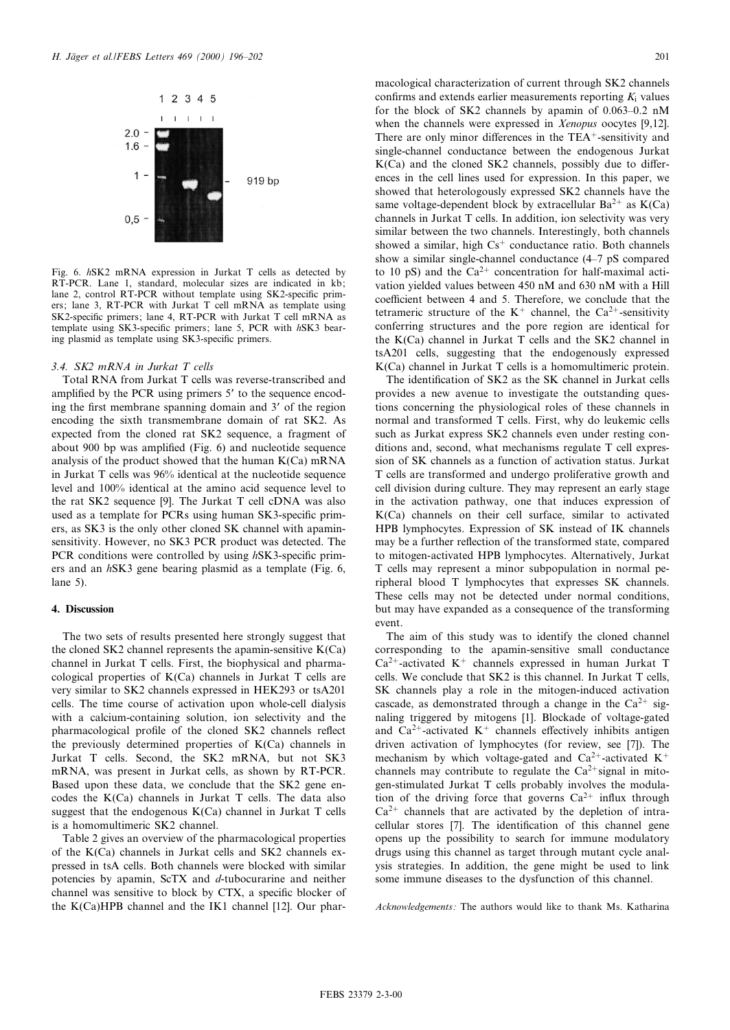Fig. 6. *h*SK2 mRNA expression in Jurkat T cells as detected by RT-PCR. Lane 1, standard, molecular sizes are indicated in kb; lane 2, control RT-PCR without template using SK2-specific primers; lane 3, RT-PCR with Jurkat T cell mRNA as template using SK2-specific primers; lane 4, RT-PCR with Jurkat T cell mRNA as template using SK3-specific primers; lane 5, PCR with *h*SK3 bearing plasmid as template using SK3-specific primers.

### 3.4. SK2 mRNA in Jurkat T cells

Total RNA from Jurkat T cells was reverse-transcribed and amplified by the PCR using primers 5′ to the sequence encoding the first membrane spanning domain and 3′ of the region encoding the sixth transmembrane domain of rat SK2. As expected from the cloned rat SK2 sequence, a fragment of about 900 bp was amplified (Fig. 6) and nucleotide sequence analysis of the product showed that the human K(Ca) mRNA in Jurkat T cells was 96% identical at the nucleotide sequence level and 100% identical at the amino acid sequence level to the rat SK2 sequence [9]. The Jurkat T cell cDNA was also used as a template for PCRs using human SK3-specific primers, as SK3 is the only other cloned SK channel with apamin-sensitivity. However, no SK3 PCR product was detected. The PCR conditions were controlled by using *h*SK3-specific primers and an *h*SK3 gene bearing plasmid as a template (Fig. 6, lane 5).

## 4. Discussion

The two sets of results presented here strongly suggest that the cloned SK2 channel represents the apamin-sensitive K(Ca) channel in Jurkat T cells. First, the biophysical and pharmacological properties of K(Ca) channels in Jurkat T cells are very similar to SK2 channels expressed in HEK293 or tsA201 cells. The time course of activation upon whole-cell dialysis with a calcium-containing solution, ion selectivity and the pharmacological profile of the cloned SK2 channels reflect the previously determined properties of K(Ca) channels in Jurkat T cells. Second, the SK2 mRNA, but not SK3 mRNA, was present in Jurkat cells, as shown by RT-PCR. Based upon these data, we conclude that the SK2 gene encodes the K(Ca) channels in Jurkat T cells. The data also suggest that the endogenous K(Ca) channel in Jurkat T cells is a homomultimeric SK2 channel.

Table 2 gives an overview of the pharmacological properties of the K(Ca) channels in Jurkat cells and SK2 channels expressed in tsA cells. Both channels were blocked with similar potencies by apamin, ScTX and *d*-tubocurarine and neither channel was sensitive to block by CTX, a specific blocker of the K(Ca)HPB channel and the IK1 channel [12]. Our pharmacological characterization of current through SK2 channels confirms and extends earlier measurements reporting $K_i$ values for the block of SK2 channels by apamin of 0.063–0.2 nM when the channels were expressed in *Xenopus* oocytes [9,12]. There are only minor differences in the $TEA^+$-sensitivity and single-channel conductance between the endogenous Jurkat K(Ca) and the cloned SK2 channels, possibly due to differences in the cell lines used for expression. In this paper, we showed that heterologously expressed SK2 channels have the same voltage-dependent block by extracellular $Ba^{2+}$ as K(Ca) channels in Jurkat T cells. In addition, ion selectivity was very similar between the two channels. Interestingly, both channels showed a similar, high $Cs^+$ conductance ratio. Both channels show a similar single-channel conductance (4–7 pS compared to 10 pS) and the $Ca^{2+}$ concentration for half-maximal activation yielded values between 450 nM and 630 nM with a Hill coefficient between 4 and 5. Therefore, we conclude that the tetrameric structure of the $K^+$ channel, the $Ca^{2+}$-sensitivity conferring structures and the pore region are identical for the K(Ca) channel in Jurkat T cells and the SK2 channel in tsA201 cells, suggesting that the endogenously expressed K(Ca) channel in Jurkat T cells is a homomultimeric protein.

The identification of SK2 as the SK channel in Jurkat cells provides a new avenue to investigate the outstanding questions concerning the physiological roles of these channels in normal and transformed T cells. First, why do leukemic cells such as Jurkat express SK2 channels even under resting conditions and, second, what mechanisms regulate T cell expression of SK channels as a function of activation status. Jurkat T cells are transformed and undergo proliferative growth and cell division during culture. They may represent an early stage in the activation pathway, one that induces expression of K(Ca) channels on their cell surface, similar to activated HPB lymphocytes. Expression of SK instead of IK channels may be a further reflection of the transformed state, compared to mitogen-activated HPB lymphocytes. Alternatively, Jurkat T cells may represent a minor subpopulation in normal peripheral blood T lymphocytes that expresses SK channels. These cells may not be detected under normal conditions, but may have expanded as a consequence of the transforming event.

The aim of this study was to identify the cloned channel corresponding to the apamin-sensitive small conductance $Ca^{2+}$-activated $K^+$ channels expressed in human Jurkat T cells. We conclude that SK2 is this channel. In Jurkat T cells, SK channels play a role in the mitogen-induced activation cascade, as demonstrated through a change in the $Ca^{2+}$ signaling triggered by mitogens [1]. Blockade of voltage-gated and $Ca^{2+}$-activated $K^+$ channels effectively inhibits antigen driven activation of lymphocytes (for review, see [7]). The mechanism by which voltage-gated and $Ca^{2+}$-activated $K^+$ channels may contribute to regulate the $Ca^{2+}$ signal in mitogen-stimulated Jurkat T cells probably involves the modulation of the driving force that governs $Ca^{2+}$ influx through $Ca^{2+}$ channels that are activated by the depletion of intracellular stores [7]. The identification of this channel gene opens up the possibility to search for immune modulatory drugs using this channel as target through mutant cycle analysis strategies. In addition, the gene might be used to link some immune diseases to the dysfunction of this channel.

*Acknowledgements:* The authors would like to thank Ms. Katharina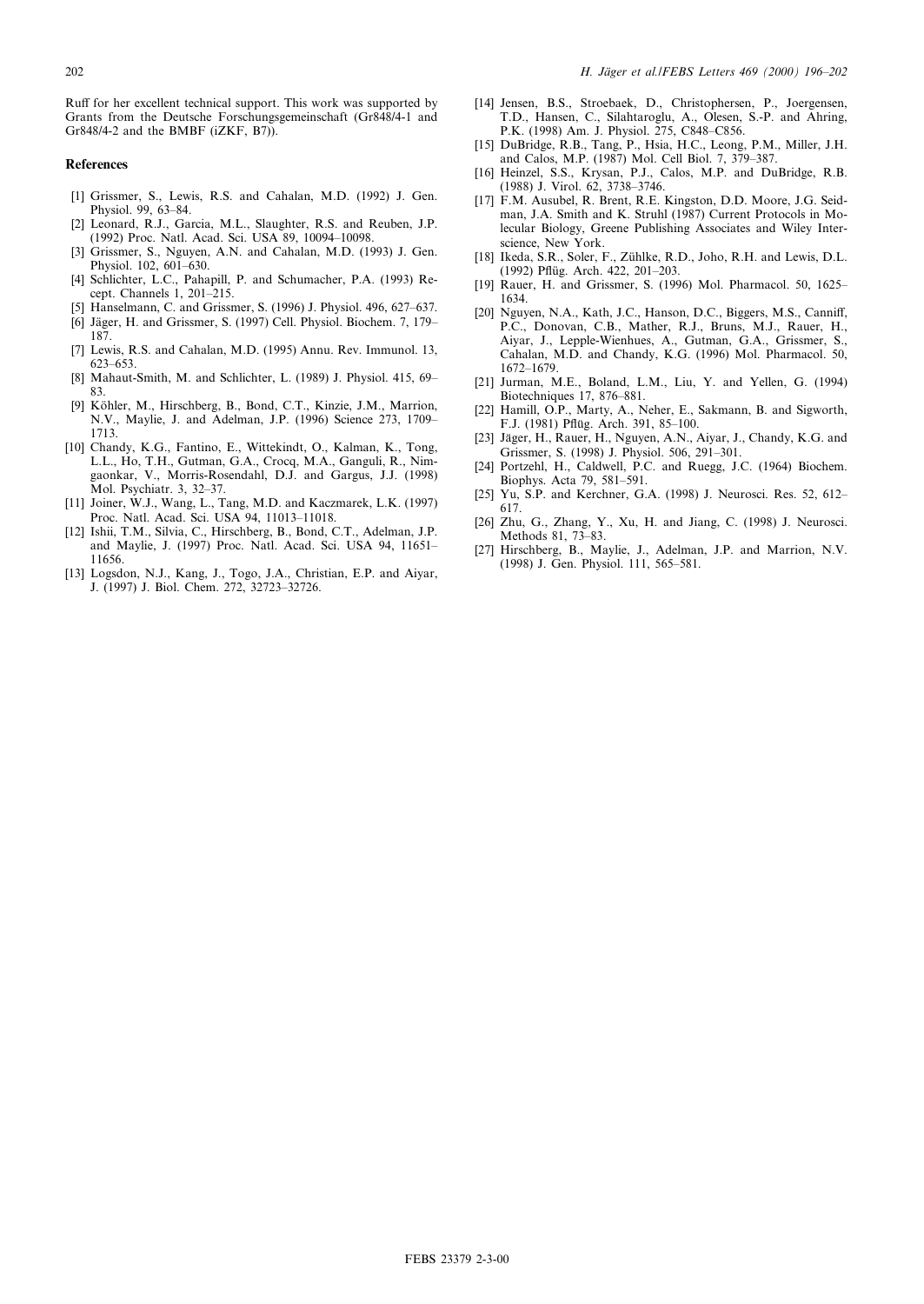Ruff for her excellent technical support. This work was supported by Grants from the Deutsche Forschungsgemeinschaft (Gr848/4-1 and Gr848/4-2 and the BMBF (iZKF, B7)).

## References

[1] Grissmer, S., Lewis, R.S. and Cahalan, M.D. (1992) J. Gen. Physiol. 99, 63–84.

[2] Leonard, R.J., Garcia, M.L., Slaughter, R.S. and Reuben, J.P. (1992) Proc. Natl. Acad. Sci. USA 89, 10094–10098.

[3] Grissmer, S., Nguyen, A.N. and Cahalan, M.D. (1993) J. Gen. Physiol. 102, 601–630.

[4] Schlichter, L.C., Pahapill, P. and Schumacher, P.A. (1993) Recept. Channels 1, 201–215.

[5] Hanselmann, C. and Grissmer, S. (1996) J. Physiol. 496, 627–637.

[6] Jäger, H. and Grissmer, S. (1997) Cell. Physiol. Biochem. 7, 179–187.

[7] Lewis, R.S. and Cahalan, M.D. (1995) Annu. Rev. Immunol. 13, 623–653.

[8] Mahaut-Smith, M. and Schlichter, L. (1989) J. Physiol. 415, 69–83.

[9] Köhler, M., Hirschberg, B., Bond, C.T., Kinzie, J.M., Marrion, N.V., Maylie, J. and Adelman, J.P. (1996) Science 273, 1709–1713.

[10] Chandy, K.G., Fantino, E., Wittekindt, O., Kalman, K., Tong, L.L., Ho, T.H., Gutman, G.A., Crocq, M.A., Ganguli, R., Nimgaonkar, V., Morris-Rosendahl, D.J. and Gargus, J.J. (1998) Mol. Psychiatr. 3, 32–37.

[11] Joiner, W.J., Wang, L., Tang, M.D. and Kaczmarek, L.K. (1997) Proc. Natl. Acad. Sci. USA 94, 11013–11018.

[12] Ishii, T.M., Silvia, C., Hirschberg, B., Bond, C.T., Adelman, J.P. and Maylie, J. (1997) Proc. Natl. Acad. Sci. USA 94, 11651–11656.

[13] Logsdon, N.J., Kang, J., Togo, J.A., Christian, E.P. and Aiyar, J. (1997) J. Biol. Chem. 272, 32723–32726.

[14] Jensen, B.S., Stroebaek, D., Christophersen, P., Joergensen, T.D., Hansen, C., Silahtaroglu, A., Olesen, S.-P. and Ahring, P.K. (1998) Am. J. Physiol. 275, C848–C856.

[15] DuBridge, R.B., Tang, P., Hsia, H.C., Leong, P.M., Miller, J.H. and Calos, M.P. (1987) Mol. Cell Biol. 7, 379–387.

[16] Heinzel, S.S., Krysan, P.J., Calos, M.P. and DuBridge, R.B. (1988) J. Virol. 62, 3738–3746.

[17] F.M. Ausubel, R. Brent, R.E. Kingston, D.D. Moore, J.G. Seidman, J.A. Smith and K. Struhl (1987) Current Protocols in Molecular Biology, Greene Publishing Associates and Wiley Interscience, New York.

[18] Ikeda, S.R., Soler, F., Zühlke, R.D., Joho, R.H. and Lewis, D.L. (1992) Pflüg. Arch. 422, 201–203.

[19] Rauer, H. and Grissmer, S. (1996) Mol. Pharmacol. 50, 1625–1634.

[20] Nguyen, N.A., Kath, J.C., Hanson, D.C., Biggers, M.S., Canniff, P.C., Donovan, C.B., Mather, R.J., Bruns, M.J., Rauer, H., Aiyar, J., Lepple-Wienhues, A., Gutman, G.A., Grissmer, S., Cahalan, M.D. and Chandy, K.G. (1996) Mol. Pharmacol. 50, 1672–1679.

[21] Jurman, M.E., Boland, L.M., Liu, Y. and Yellen, G. (1994) Biotechniques 17, 876–881.

[22] Hamill, O.P., Marty, A., Neher, E., Sakmann, B. and Sigworth, F.J. (1981) Pflüg. Arch. 391, 85–100.

[23] Jäger, H., Rauer, H., Nguyen, A.N., Aiyar, J., Chandy, K.G. and Grissmer, S. (1998) J. Physiol. 506, 291–301.

[24] Portzehl, H., Caldwell, P.C. and Ruegg, J.C. (1964) Biochem. Biophys. Acta 79, 581–591.

[25] Yu, S.P. and Kerchner, G.A. (1998) J. Neurosci. Res. 52, 612–617.

[26] Zhu, G., Zhang, Y., Xu, H. and Jiang, C. (1998) J. Neurosci. Methods 81, 73–83.

[27] Hirschberg, B., Maylie, J., Adelman, J.P. and Marrion, N.V. (1998) J. Gen. Physiol. 111, 565–581.